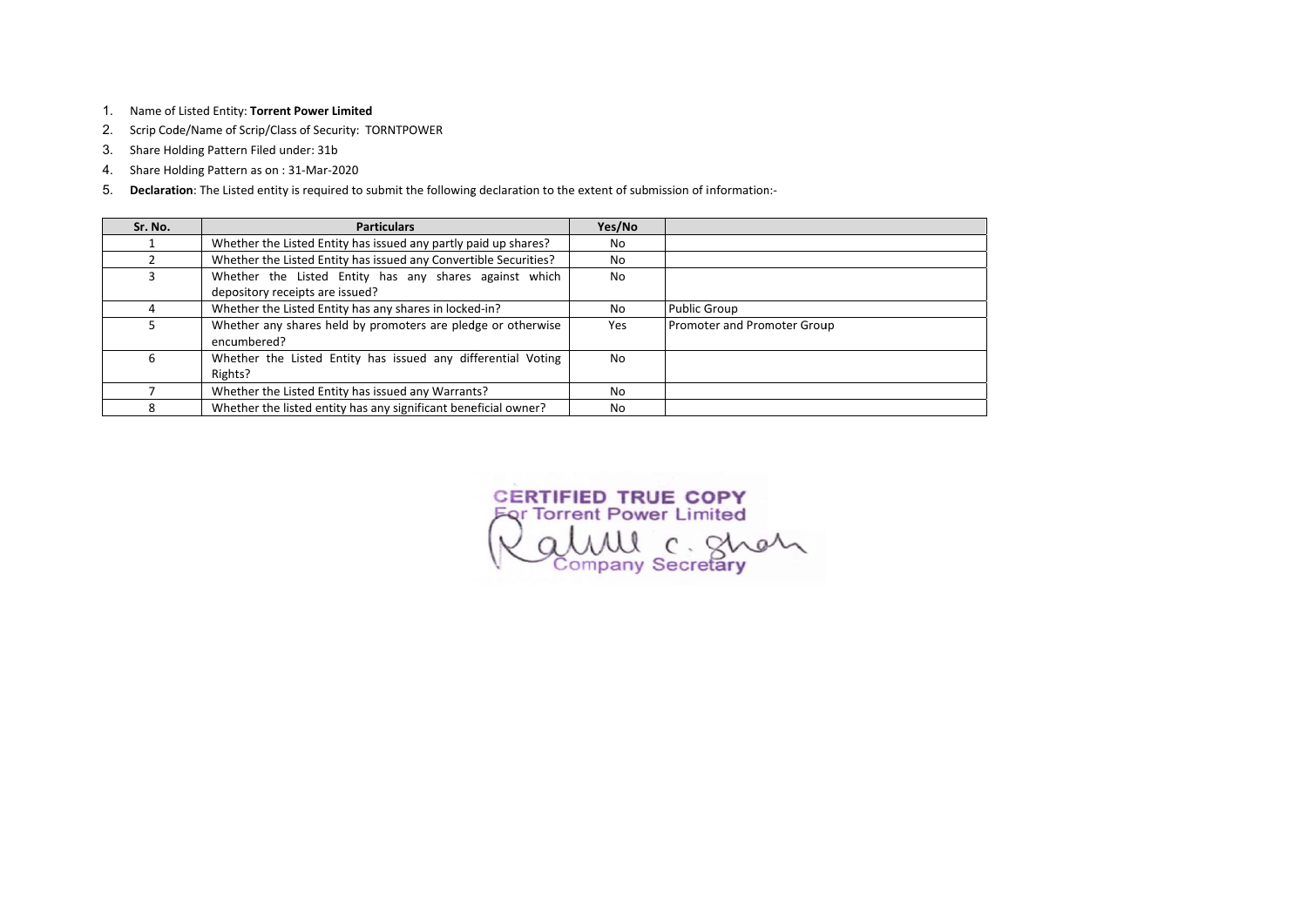1. Name of Listed Entity: **Torrent Power Limited**
2. Scrip Code/Name of Scrip/Class of Security: TORNTPOWER
3. Share Holding Pattern Filed under: 31b
4. Share Holding Pattern as on : 31-Mar-2020
5. **Declaration**: The Listed entity is required to submit the following declaration to the extent of submission of information:-

| Sr. No. | Particulars | Yes/No | |
|---|---|---|---|
| 1 | Whether the Listed Entity has issued any partly paid up shares? | No | |
| 2 | Whether the Listed Entity has issued any Convertible Securities? | No | |
| 3 | Whether the Listed Entity has any shares against which depository receipts are issued? | No | |
| 4 | Whether the Listed Entity has any shares in locked-in? | No | Public Group |
| 5 | Whether any shares held by promoters are pledge or otherwise encumbered? | Yes | Promoter and Promoter Group |
| 6 | Whether the Listed Entity has issued any differential Voting Rights? | No | |
| 7 | Whether the Listed Entity has issued any Warrants? | No | |
| 8 | Whether the listed entity has any significant beneficial owner? | No | |

CERTIFIED TRUE COPY
For Torrent Power Limited
Rahul C. Shah
Company Secretary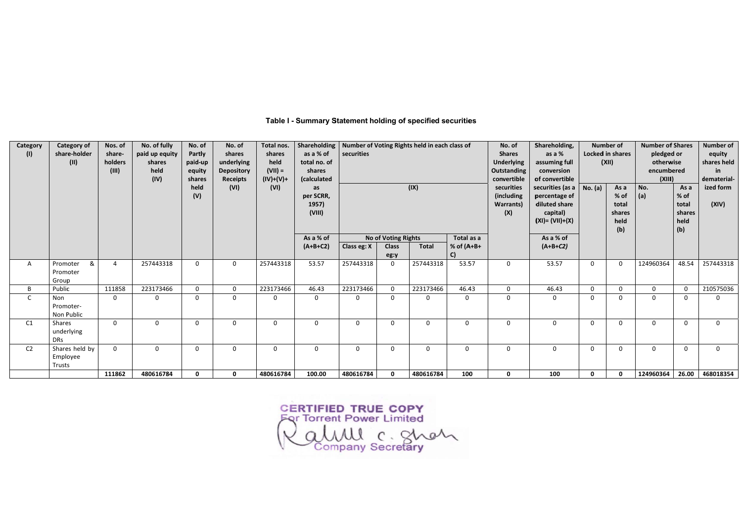### Table I - Summary Statement holding of specified securities

| Category (I) | Category of share-holder (II) | Nos. of share-holders (III) | No. of fully paid up equity shares held (IV) | No. of Partly paid-up equity shares held (V) | No. of shares underlying Depository Receipts (VI) | Total nos. shares held (VII) = (IV)+(V)+ (VI) | Shareholding as a % of total no. of shares (calculated as per SCRR, 1957) (VIII) | Number of Voting Rights held in each class of securities (IX) | | | | No. of Shares Underlying Outstanding convertible securities (including Warrants) (X) | Shareholding, as a % assuming full conversion of convertible securities (as a percentage of diluted share capital) (XI)= (VII)+(X) | Number of Locked in shares (XII) | | Number of Shares pledged or otherwise encumbered (XIII) | | Number of equity shares held in dematerial-ized form (XIV) |
|---|---|---|---|---|---|---|---|---|---|---|---|---|---|---|---|---|---|---|
| | | | | | | | As a % of (A+B+C2) | No of Voting Rights | | | Total as a % of (A+B+ C) | | As a % of (A+B+C2) | No. (a) | As a % of total shares held (b) | No. (a) | As a % of total shares held (b) | |
| | | | | | | | | Class eg: X | Class eg:y | Total | | | | | | | | |
| A | Promoter & Promoter Group | 4 | 257443318 | 0 | 0 | 257443318 | 53.57 | 257443318 | 0 | 257443318 | 53.57 | 0 | 53.57 | 0 | 0 | 124960364 | 48.54 | 257443318 |
| B | Public | 111858 | 223173466 | 0 | 0 | 223173466 | 46.43 | 223173466 | 0 | 223173466 | 46.43 | 0 | 46.43 | 0 | 0 | 0 | 0 | 210575036 |
| C | Non Promoter-Non Public | 0 | 0 | 0 | 0 | 0 | 0 | 0 | 0 | 0 | 0 | 0 | 0 | 0 | 0 | 0 | 0 | 0 |
| C1 | Shares underlying DRs | 0 | 0 | 0 | 0 | 0 | 0 | 0 | 0 | 0 | 0 | 0 | 0 | 0 | 0 | 0 | 0 | 0 |
| C2 | Shares held by Employee Trusts | 0 | 0 | 0 | 0 | 0 | 0 | 0 | 0 | 0 | 0 | 0 | 0 | 0 | 0 | 0 | 0 | 0 |
| | | **111862** | **480616784** | **0** | **0** | **480616784** | **100.00** | **480616784** | **0** | **480616784** | **100** | **0** | **100** | **0** | **0** | **124960364** | **26.00** | **468018354** |

CERTIFIED TRUE COPY
For Torrent Power Limited
Rahul C. Shah
Company Secretary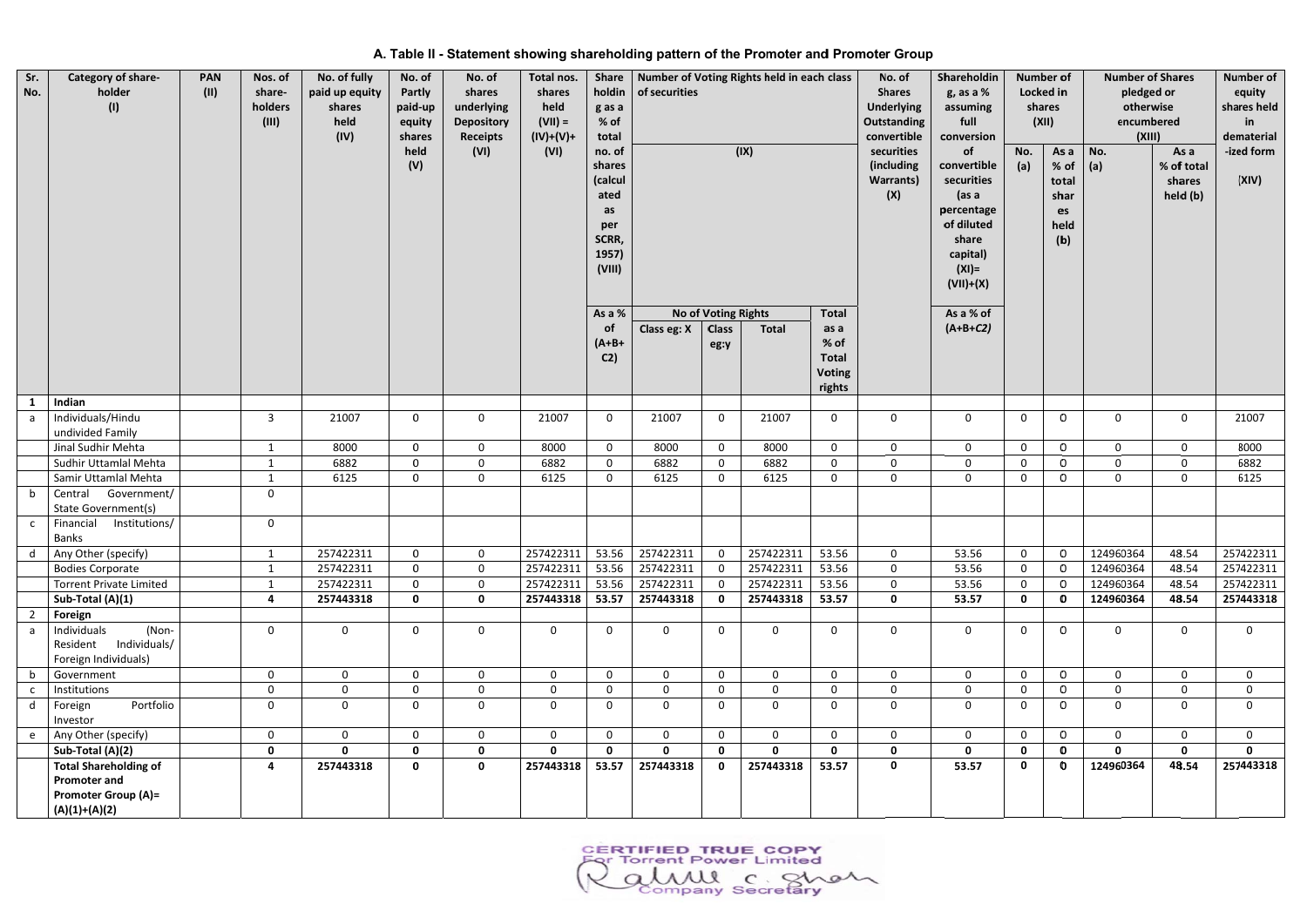## A. Table II - Statement showing shareholding pattern of the Promoter and Promoter Group

| Sr. No. | Category of share-holder (I) | PAN (II) | Nos. of share-holders (III) | No. of fully paid up equity shares held (IV) | No. of Partly paid-up equity shares held (V) | No. of shares underlying Depository Receipts (VI) | Total nos. shares held (VII) = (IV)+(V)+ (VI) | Share holding as a % of total no. of shares (calculated as per SCRR, 1957) (VIII) As a % of (A+B+C2) | Number of Voting Rights held in each class of securities (IX) No of Voting Rights Class eg: X | Class eg:y | Total | Total as a % of Total Voting rights | No. of Shares Underlying Outstanding convertible securities (including Warrants) (X) | Shareholding, as a % assuming full conversion of convertible securities (as a percentage of diluted share capital) (XI)= (VII)+(X) As a % of (A+B+C2) | Number of Locked in shares (XII) No. (a) | As a % of total shares held (b) | Number of Shares pledged or otherwise encumbered (XIII) No. (a) | As a % of total shares held (b) | Number of equity shares held in dematerial-ized form (XIV) |
|---|---|---|---|---|---|---|---|---|---|---|---|---|---|---|---|---|---|---|---|
| **1** | **Indian** | | | | | | | | | | | | | | | | | | |
| a | Individuals/Hindu undivided Family | | 3 | 21007 | 0 | 0 | 21007 | 0 | 21007 | 0 | 21007 | 0 | 0 | 0 | 0 | 0 | 0 | 0 | 21007 |
| | Jinal Sudhir Mehta | | 1 | 8000 | 0 | 0 | 8000 | 0 | 8000 | 0 | 8000 | 0 | 0 | 0 | 0 | 0 | 0 | 0 | 8000 |
| | Sudhir Uttamlal Mehta | | 1 | 6882 | 0 | 0 | 6882 | 0 | 6882 | 0 | 6882 | 0 | 0 | 0 | 0 | 0 | 0 | 0 | 6882 |
| | Samir Uttamlal Mehta | | 1 | 6125 | 0 | 0 | 6125 | 0 | 6125 | 0 | 6125 | 0 | 0 | 0 | 0 | 0 | 0 | 0 | 6125 |
| b | Central Government/ State Government(s) | | 0 | | | | | | | | | | | | | | | | |
| c | Financial Institutions/ Banks | | 0 | | | | | | | | | | | | | | | | |
| d | Any Other (specify) | | 1 | 257422311 | 0 | 0 | 257422311 | 53.56 | 257422311 | 0 | 257422311 | 53.56 | 0 | 53.56 | 0 | 0 | 124960364 | 48.54 | 257422311 |
| | Bodies Corporate | | 1 | 257422311 | 0 | 0 | 257422311 | 53.56 | 257422311 | 0 | 257422311 | 53.56 | 0 | 53.56 | 0 | 0 | 124960364 | 48.54 | 257422311 |
| | Torrent Private Limited | | 1 | 257422311 | 0 | 0 | 257422311 | 53.56 | 257422311 | 0 | 257422311 | 53.56 | 0 | 53.56 | 0 | 0 | 124960364 | 48.54 | 257422311 |
| | **Sub-Total (A)(1)** | | **4** | **257443318** | **0** | **0** | **257443318** | **53.57** | **257443318** | **0** | **257443318** | **53.57** | **0** | **53.57** | **0** | **0** | **124960364** | **48.54** | **257443318** |
| **2** | **Foreign** | | | | | | | | | | | | | | | | | | |
| a | Individuals (Non-Resident Individuals/ Foreign Individuals) | | 0 | 0 | 0 | 0 | 0 | 0 | 0 | 0 | 0 | 0 | 0 | 0 | 0 | 0 | 0 | 0 | 0 |
| b | Government | | 0 | 0 | 0 | 0 | 0 | 0 | 0 | 0 | 0 | 0 | 0 | 0 | 0 | 0 | 0 | 0 | 0 |
| c | Institutions | | 0 | 0 | 0 | 0 | 0 | 0 | 0 | 0 | 0 | 0 | 0 | 0 | 0 | 0 | 0 | 0 | 0 |
| d | Foreign Portfolio Investor | | 0 | 0 | 0 | 0 | 0 | 0 | 0 | 0 | 0 | 0 | 0 | 0 | 0 | 0 | 0 | 0 | 0 |
| e | Any Other (specify) | | 0 | 0 | 0 | 0 | 0 | 0 | 0 | 0 | 0 | 0 | 0 | 0 | 0 | 0 | 0 | 0 | 0 |
| | **Sub-Total (A)(2)** | | **0** | **0** | **0** | **0** | **0** | **0** | **0** | **0** | **0** | **0** | **0** | **0** | **0** | **0** | **0** | **0** | **0** |
| | **Total Shareholding of Promoter and Promoter Group (A)= (A)(1)+(A)(2)** | | **4** | **257443318** | **0** | **0** | **257443318** | **53.57** | **257443318** | **0** | **257443318** | **53.57** | **0** | **53.57** | **0** | **0** | **124960364** | **48.54** | **257443318** |

CERTIFIED TRUE COPY
For Torrent Power Limited
Company Secretary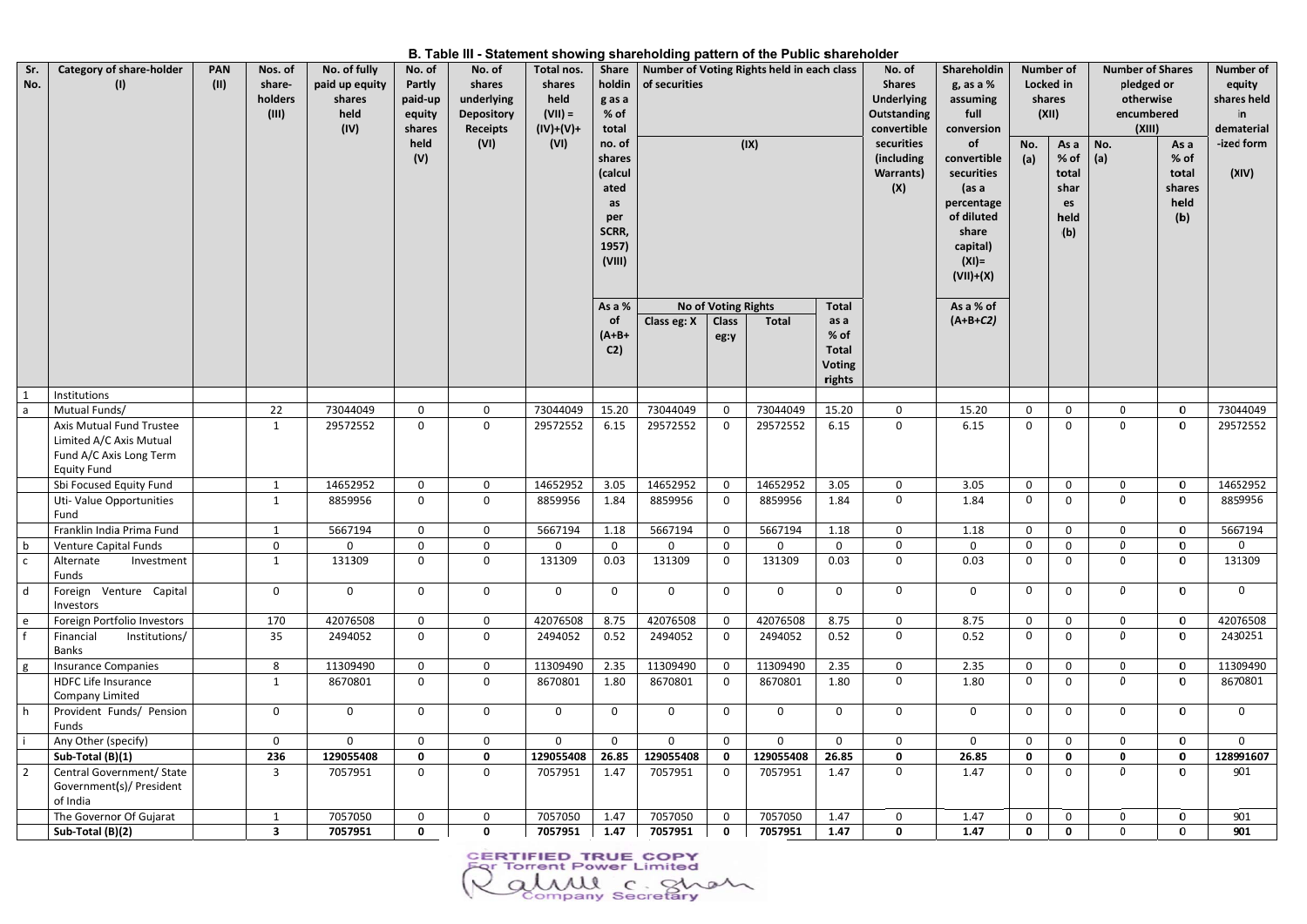## B. Table III - Statement showing shareholding pattern of the Public shareholder

| Sr. No. | Category of share-holder (I) | PAN (II) | Nos. of share-holders (III) | No. of fully paid up equity shares held (IV) | No. of Partly paid-up equity shares held (V) | No. of shares underlying Depository Receipts (VI) | Total nos. shares held (VII) = (IV)+(V)+ (VI) | Shareholding as a % of total no. of shares (calculated as per SCRR, 1957) (VIII) As a % of (A+B+C2) | Number of Voting Rights held in each class of securities (IX) | | | | No. of Shares Underlying Outstanding convertible securities (including Warrants) (X) | Shareholding, as a % assuming full conversion of convertible securities (as a percentage of diluted share capital) (XI)= (VII)+(X) As a % of (A+B+C2) | Number of Locked in shares (XII) | | Number of Shares pledged or otherwise encumbered (XIII) | | Number of equity shares held in dematerialized form (XIV) |
|---|---|---|---|---|---|---|---|---|---|---|---|---|---|---|---|---|---|---|---|
| | | | | | | | | | No of Voting Rights | | | Total as a % of Total Voting rights | | | No. (a) | As a % of total shares held (b) | No. (a) | As a % of total shares held (b) | |
| | | | | | | | | | Class eg: X | Class eg:y | Total | | | | | | | | |
| 1 | Institutions | | | | | | | | | | | | | | | | | | |
| a | Mutual Funds/ | | 22 | 73044049 | 0 | 0 | 73044049 | 15.20 | 73044049 | 0 | 73044049 | 15.20 | 0 | 15.20 | 0 | 0 | 0 | 0 | 73044049 |
| | Axis Mutual Fund Trustee Limited A/C Axis Mutual Fund A/C Axis Long Term Equity Fund | | 1 | 29572552 | 0 | 0 | 29572552 | 6.15 | 29572552 | 0 | 29572552 | 6.15 | 0 | 6.15 | 0 | 0 | 0 | 0 | 29572552 |
| | Sbi Focused Equity Fund | | 1 | 14652952 | 0 | 0 | 14652952 | 3.05 | 14652952 | 0 | 14652952 | 3.05 | 0 | 3.05 | 0 | 0 | 0 | 0 | 14652952 |
| | Uti- Value Opportunities Fund | | 1 | 8859956 | 0 | 0 | 8859956 | 1.84 | 8859956 | 0 | 8859956 | 1.84 | 0 | 1.84 | 0 | 0 | 0 | 0 | 8859956 |
| | Franklin India Prima Fund | | 1 | 5667194 | 0 | 0 | 5667194 | 1.18 | 5667194 | 0 | 5667194 | 1.18 | 0 | 1.18 | 0 | 0 | 0 | 0 | 5667194 |
| b | Venture Capital Funds | | 0 | 0 | 0 | 0 | 0 | 0 | 0 | 0 | 0 | 0 | 0 | 0 | 0 | 0 | 0 | 0 | 0 |
| c | Alternate Investment Funds | | 1 | 131309 | 0 | 0 | 131309 | 0.03 | 131309 | 0 | 131309 | 0.03 | 0 | 0.03 | 0 | 0 | 0 | 0 | 131309 |
| d | Foreign Venture Capital Investors | | 0 | 0 | 0 | 0 | 0 | 0 | 0 | 0 | 0 | 0 | 0 | 0 | 0 | 0 | 0 | 0 | 0 |
| e | Foreign Portfolio Investors | | 170 | 42076508 | 0 | 0 | 42076508 | 8.75 | 42076508 | 0 | 42076508 | 8.75 | 0 | 8.75 | 0 | 0 | 0 | 0 | 42076508 |
| f | Financial Institutions/ Banks | | 35 | 2494052 | 0 | 0 | 2494052 | 0.52 | 2494052 | 0 | 2494052 | 0.52 | 0 | 0.52 | 0 | 0 | 0 | 0 | 2430251 |
| g | Insurance Companies | | 8 | 11309490 | 0 | 0 | 11309490 | 2.35 | 11309490 | 0 | 11309490 | 2.35 | 0 | 2.35 | 0 | 0 | 0 | 0 | 11309490 |
| | HDFC Life Insurance Company Limited | | 1 | 8670801 | 0 | 0 | 8670801 | 1.80 | 8670801 | 0 | 8670801 | 1.80 | 0 | 1.80 | 0 | 0 | 0 | 0 | 8670801 |
| h | Provident Funds/ Pension Funds | | 0 | 0 | 0 | 0 | 0 | 0 | 0 | 0 | 0 | 0 | 0 | 0 | 0 | 0 | 0 | 0 | 0 |
| i | Any Other (specify) | | 0 | 0 | 0 | 0 | 0 | 0 | 0 | 0 | 0 | 0 | 0 | 0 | 0 | 0 | 0 | 0 | 0 |
| | **Sub-Total (B)(1)** | | **236** | **129055408** | **0** | **0** | **129055408** | **26.85** | **129055408** | **0** | **129055408** | **26.85** | **0** | **26.85** | **0** | **0** | **0** | **0** | **128991607** |
| 2 | Central Government/ State Government(s)/ President of India | | 3 | 7057951 | 0 | 0 | 7057951 | 1.47 | 7057951 | 0 | 7057951 | 1.47 | 0 | 1.47 | 0 | 0 | 0 | 0 | 901 |
| | The Governor Of Gujarat | | 1 | 7057050 | 0 | 0 | 7057050 | 1.47 | 7057050 | 0 | 7057050 | 1.47 | 0 | 1.47 | 0 | 0 | 0 | 0 | 901 |
| | **Sub-Total (B)(2)** | | **3** | **7057951** | **0** | **0** | **7057951** | **1.47** | **7057951** | **0** | **7057951** | **1.47** | **0** | **1.47** | **0** | **0** | 0 | 0 | **901** |

CERTIFIED TRUE COPY
For Torrent Power Limited
Rahul C. Shah
Company Secretary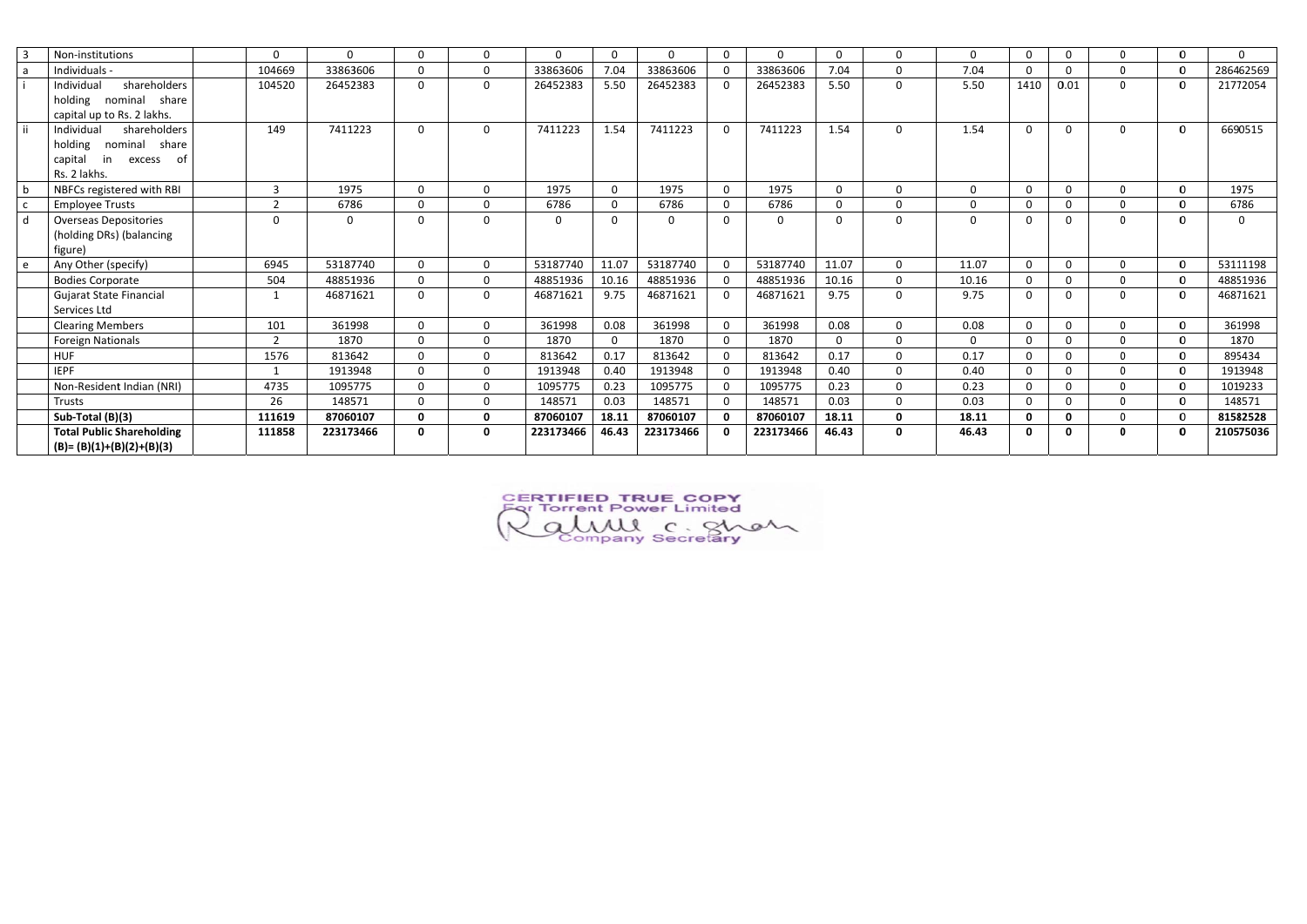| | | | | | | | | | | | | | | | | | | | |
|---|---|---|---|---|---|---|---|---|---|---|---|---|---|---|---|---|---|---|---|
| 3 | Non-institutions | | 0 | 0 | 0 | 0 | 0 | 0 | 0 | 0 | 0 | 0 | 0 | 0 | 0 | 0 | 0 | 0 | 0 |
| a | Individuals - | | 104669 | 33863606 | 0 | 0 | 33863606 | 7.04 | 33863606 | 0 | 33863606 | 7.04 | 0 | 7.04 | 0 | 0 | 0 | 0 | 286462569 |
| i | Individual shareholders holding nominal share capital up to Rs. 2 lakhs. | | 104520 | 26452383 | 0 | 0 | 26452383 | 5.50 | 26452383 | 0 | 26452383 | 5.50 | 0 | 5.50 | 1410 | 0.01 | 0 | 0 | 21772054 |
| ii | Individual shareholders holding nominal share capital in excess of Rs. 2 lakhs. | | 149 | 7411223 | 0 | 0 | 7411223 | 1.54 | 7411223 | 0 | 7411223 | 1.54 | 0 | 1.54 | 0 | 0 | 0 | 0 | 6690515 |
| b | NBFCs registered with RBI | | 3 | 1975 | 0 | 0 | 1975 | 0 | 1975 | 0 | 1975 | 0 | 0 | 0 | 0 | 0 | 0 | 0 | 1975 |
| c | Employee Trusts | | 2 | 6786 | 0 | 0 | 6786 | 0 | 6786 | 0 | 6786 | 0 | 0 | 0 | 0 | 0 | 0 | 0 | 6786 |
| d | Overseas Depositories (holding DRs) (balancing figure) | | 0 | 0 | 0 | 0 | 0 | 0 | 0 | 0 | 0 | 0 | 0 | 0 | 0 | 0 | 0 | 0 | 0 |
| e | Any Other (specify) | | 6945 | 53187740 | 0 | 0 | 53187740 | 11.07 | 53187740 | 0 | 53187740 | 11.07 | 0 | 11.07 | 0 | 0 | 0 | 0 | 53111198 |
| | Bodies Corporate | | 504 | 48851936 | 0 | 0 | 48851936 | 10.16 | 48851936 | 0 | 48851936 | 10.16 | 0 | 10.16 | 0 | 0 | 0 | 0 | 48851936 |
| | Gujarat State Financial Services Ltd | | 1 | 46871621 | 0 | 0 | 46871621 | 9.75 | 46871621 | 0 | 46871621 | 9.75 | 0 | 9.75 | 0 | 0 | 0 | 0 | 46871621 |
| | Clearing Members | | 101 | 361998 | 0 | 0 | 361998 | 0.08 | 361998 | 0 | 361998 | 0.08 | 0 | 0.08 | 0 | 0 | 0 | 0 | 361998 |
| | Foreign Nationals | | 2 | 1870 | 0 | 0 | 1870 | 0 | 1870 | 0 | 1870 | 0 | 0 | 0 | 0 | 0 | 0 | 0 | 1870 |
| | HUF | | 1576 | 813642 | 0 | 0 | 813642 | 0.17 | 813642 | 0 | 813642 | 0.17 | 0 | 0.17 | 0 | 0 | 0 | 0 | 895434 |
| | IEPF | | 1 | 1913948 | 0 | 0 | 1913948 | 0.40 | 1913948 | 0 | 1913948 | 0.40 | 0 | 0.40 | 0 | 0 | 0 | 0 | 1913948 |
| | Non-Resident Indian (NRI) | | 4735 | 1095775 | 0 | 0 | 1095775 | 0.23 | 1095775 | 0 | 1095775 | 0.23 | 0 | 0.23 | 0 | 0 | 0 | 0 | 1019233 |
| | Trusts | | 26 | 148571 | 0 | 0 | 148571 | 0.03 | 148571 | 0 | 148571 | 0.03 | 0 | 0.03 | 0 | 0 | 0 | 0 | 148571 |
| | **Sub-Total (B)(3)** | | **111619** | **87060107** | **0** | **0** | **87060107** | **18.11** | **87060107** | **0** | **87060107** | **18.11** | **0** | **18.11** | **0** | **0** | 0 | 0 | **81582528** |
| | **Total Public Shareholding (B)= (B)(1)+(B)(2)+(B)(3)** | | **111858** | **223173466** | **0** | **0** | **223173466** | **46.43** | **223173466** | **0** | **223173466** | **46.43** | **0** | **46.43** | **0** | **0** | **0** | **0** | **210575036** |

CERTIFIED TRUE COPY
For Torrent Power Limited
Rahul C. Shah
Company Secretary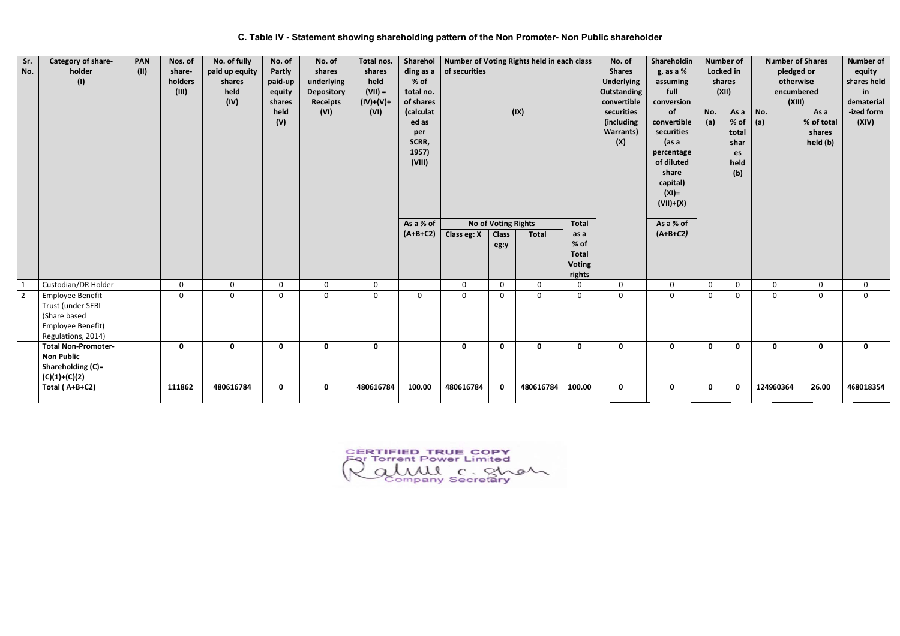### C. Table IV - Statement showing shareholding pattern of the Non Promoter- Non Public shareholder

| Sr. No. | Category of share-holder (I) | PAN (II) | Nos. of share-holders (III) | No. of fully paid up equity shares held (IV) | No. of Partly paid-up equity shares held (V) | No. of shares underlying Depository Receipts (VI) | Total nos. shares held (VII) = (IV)+(V)+ (VI) | Shareholding as a % of total no. of shares (calculated as per SCRR, 1957) (VIII) As a % of (A+B+C2) | Number of Voting Rights held in each class of securities (IX) | | | | No. of Shares Underlying Outstanding convertible securities (including Warrants) (X) | Shareholding, as a % assuming full conversion of convertible securities (as a percentage of diluted share capital) (XI)= (VII)+(X) As a % of (A+B+C2) | Number of Locked in shares (XII) | | Number of Shares pledged or otherwise encumbered (XIII) | | Number of equity shares held in dematerialized form (XIV) |
|---|---|---|---|---|---|---|---|---|---|---|---|---|---|---|---|---|---|---|---|
| | | | | | | | | | No of Voting Rights | | | Total as a % of Total Voting rights | | | No. (a) | As a % of total shares held (b) | No. (a) | As a % of total shares held (b) | |
| | | | | | | | | | Class eg: X | Class eg:y | Total | | | | | | | | |
| 1 | Custodian/DR Holder | | 0 | 0 | 0 | 0 | 0 | | 0 | 0 | 0 | 0 | 0 | 0 | 0 | 0 | 0 | 0 | 0 |
| 2 | Employee Benefit Trust (under SEBI (Share based Employee Benefit) Regulations, 2014) | | 0 | 0 | 0 | 0 | 0 | 0 | 0 | 0 | 0 | 0 | 0 | 0 | 0 | 0 | 0 | 0 | 0 |
| | **Total Non-Promoter-Non Public Shareholding (C)= (C)(1)+(C)(2)** | | **0** | **0** | **0** | **0** | **0** | | **0** | **0** | **0** | **0** | **0** | **0** | **0** | **0** | **0** | **0** | **0** |
| | **Total ( A+B+C2)** | | **111862** | **480616784** | **0** | **0** | **480616784** | **100.00** | **480616784** | **0** | **480616784** | **100.00** | **0** | **0** | **0** | **0** | **124960364** | **26.00** | **468018354** |

CERTIFIED TRUE COPY
For Torrent Power Limited
Rahul C. Shah
Company Secretary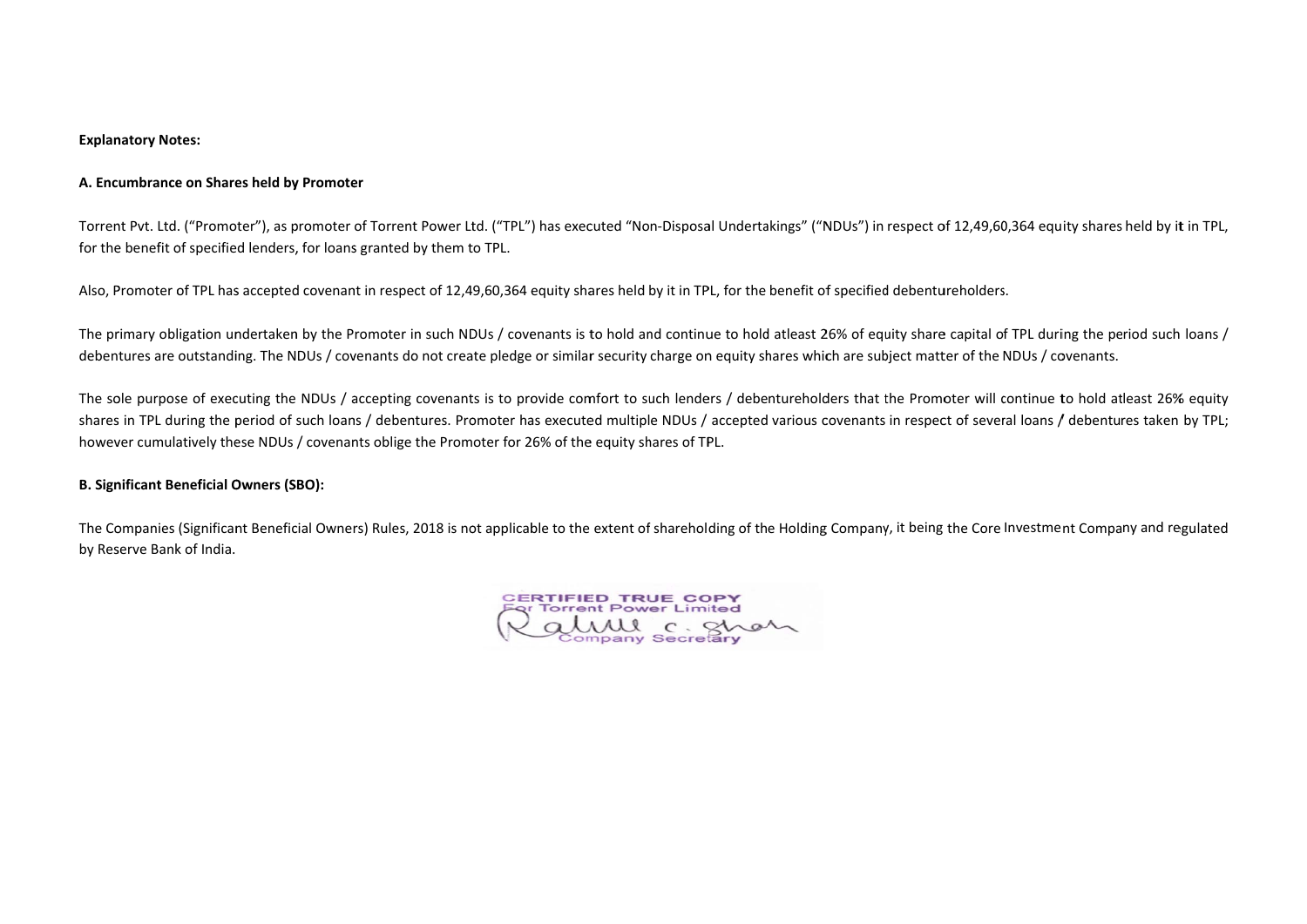**Explanatory Notes:**

**A. Encumbrance on Shares held by Promoter**

Torrent Pvt. Ltd. ("Promoter"), as promoter of Torrent Power Ltd. ("TPL") has executed "Non-Disposal Undertakings" ("NDUs") in respect of 12,49,60,364 equity shares held by it in TPL, for the benefit of specified lenders, for loans granted by them to TPL.

Also, Promoter of TPL has accepted covenant in respect of 12,49,60,364 equity shares held by it in TPL, for the benefit of specified debentureholders.

The primary obligation undertaken by the Promoter in such NDUs / covenants is to hold and continue to hold atleast 26% of equity share capital of TPL during the period such loans / debentures are outstanding. The NDUs / covenants do not create pledge or similar security charge on equity shares which are subject matter of the NDUs / covenants.

The sole purpose of executing the NDUs / accepting covenants is to provide comfort to such lenders / debentureholders that the Promoter will continue to hold atleast 26% equity shares in TPL during the period of such loans / debentures. Promoter has executed multiple NDUs / accepted various covenants in respect of several loans / debentures taken by TPL; however cumulatively these NDUs / covenants oblige the Promoter for 26% of the equity shares of TPL.

**B. Significant Beneficial Owners (SBO):**

The Companies (Significant Beneficial Owners) Rules, 2018 is not applicable to the extent of shareholding of the Holding Company, it being the Core Investment Company and regulated by Reserve Bank of India.

CERTIFIED TRUE COPY
For Torrent Power Limited
Rahul C. Shah
Company Secretary